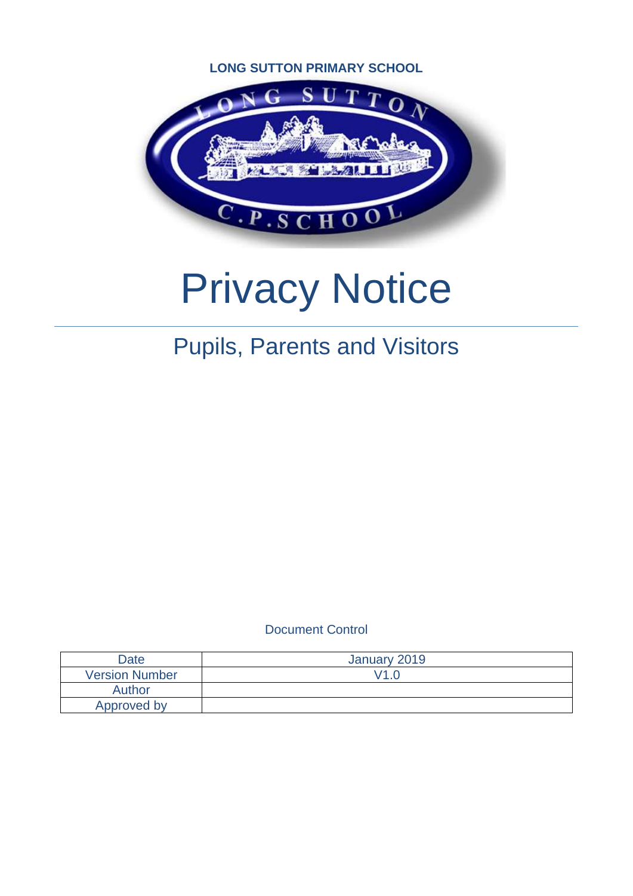LONG SUTTON PRIMARY SCHOOL

# Privacy Notice

## Pupils, Parents and Visitors

Document Control

| Date | January 2019 |
| --- | --- |
| Version Number | V1.0 |
| Author | |
| Approved by | |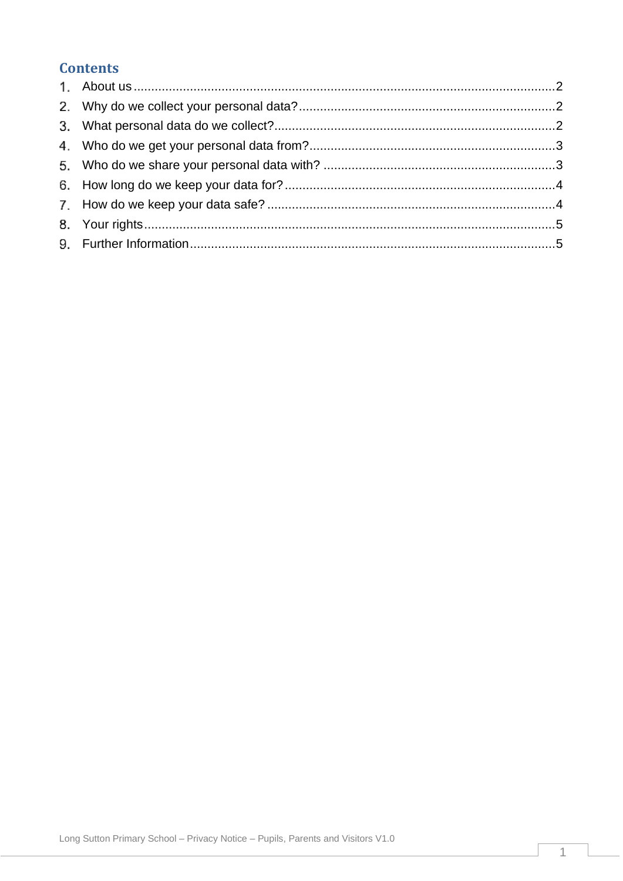## Contents

1. About us .......................................................................................................................2
2. Why do we collect your personal data? .........................................................................2
3. What personal data do we collect? ................................................................................2
4. Who do we get your personal data from? ......................................................................3
5. Who do we share your personal data with? ..................................................................3
6. How long do we keep your data for? .............................................................................4
7. How do we keep your data safe? ..................................................................................4
8. Your rights ....................................................................................................................5
9. Further Information .......................................................................................................5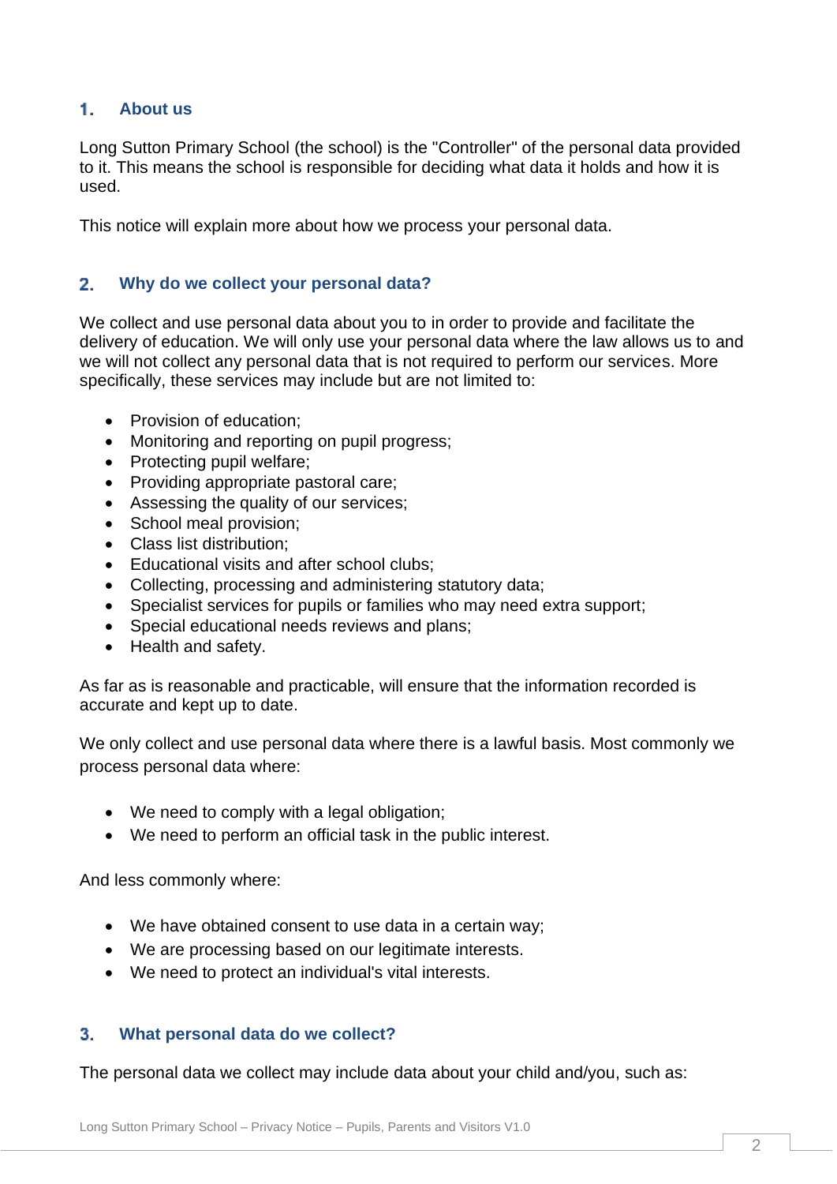## 1. About us

Long Sutton Primary School (the school) is the "Controller" of the personal data provided to it. This means the school is responsible for deciding what data it holds and how it is used.

This notice will explain more about how we process your personal data.

## 2. Why do we collect your personal data?

We collect and use personal data about you to in order to provide and facilitate the delivery of education. We will only use your personal data where the law allows us to and we will not collect any personal data that is not required to perform our services. More specifically, these services may include but are not limited to:

- Provision of education;
- Monitoring and reporting on pupil progress;
- Protecting pupil welfare;
- Providing appropriate pastoral care;
- Assessing the quality of our services;
- School meal provision;
- Class list distribution;
- Educational visits and after school clubs;
- Collecting, processing and administering statutory data;
- Specialist services for pupils or families who may need extra support;
- Special educational needs reviews and plans;
- Health and safety.

As far as is reasonable and practicable, will ensure that the information recorded is accurate and kept up to date.

We only collect and use personal data where there is a lawful basis. Most commonly we process personal data where:

- We need to comply with a legal obligation;
- We need to perform an official task in the public interest.

And less commonly where:

- We have obtained consent to use data in a certain way;
- We are processing based on our legitimate interests.
- We need to protect an individual's vital interests.

## 3. What personal data do we collect?

The personal data we collect may include data about your child and/you, such as: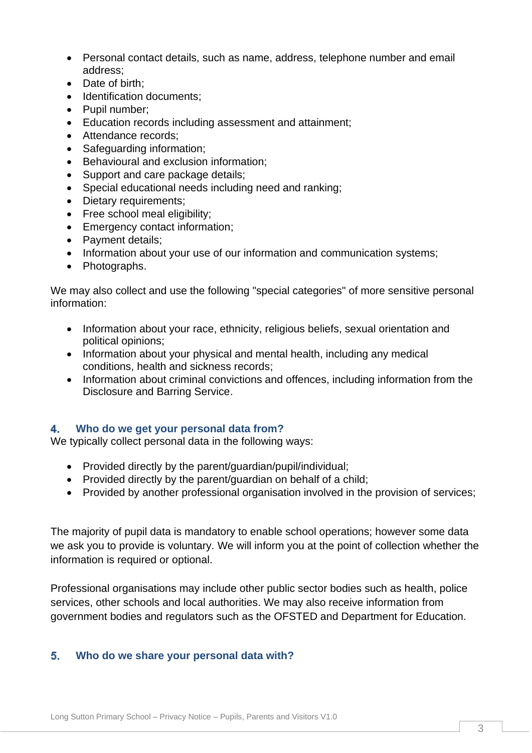- Personal contact details, such as name, address, telephone number and email address;
- Date of birth;
- Identification documents;
- Pupil number;
- Education records including assessment and attainment;
- Attendance records;
- Safeguarding information;
- Behavioural and exclusion information;
- Support and care package details;
- Special educational needs including need and ranking;
- Dietary requirements;
- Free school meal eligibility;
- Emergency contact information;
- Payment details;
- Information about your use of our information and communication systems;
- Photographs.

We may also collect and use the following "special categories" of more sensitive personal information:

- Information about your race, ethnicity, religious beliefs, sexual orientation and political opinions;
- Information about your physical and mental health, including any medical conditions, health and sickness records;
- Information about criminal convictions and offences, including information from the Disclosure and Barring Service.

## 4. Who do we get your personal data from?

We typically collect personal data in the following ways:

- Provided directly by the parent/guardian/pupil/individual;
- Provided directly by the parent/guardian on behalf of a child;
- Provided by another professional organisation involved in the provision of services;

The majority of pupil data is mandatory to enable school operations; however some data we ask you to provide is voluntary. We will inform you at the point of collection whether the information is required or optional.

Professional organisations may include other public sector bodies such as health, police services, other schools and local authorities. We may also receive information from government bodies and regulators such as the OFSTED and Department for Education.

## 5. Who do we share your personal data with?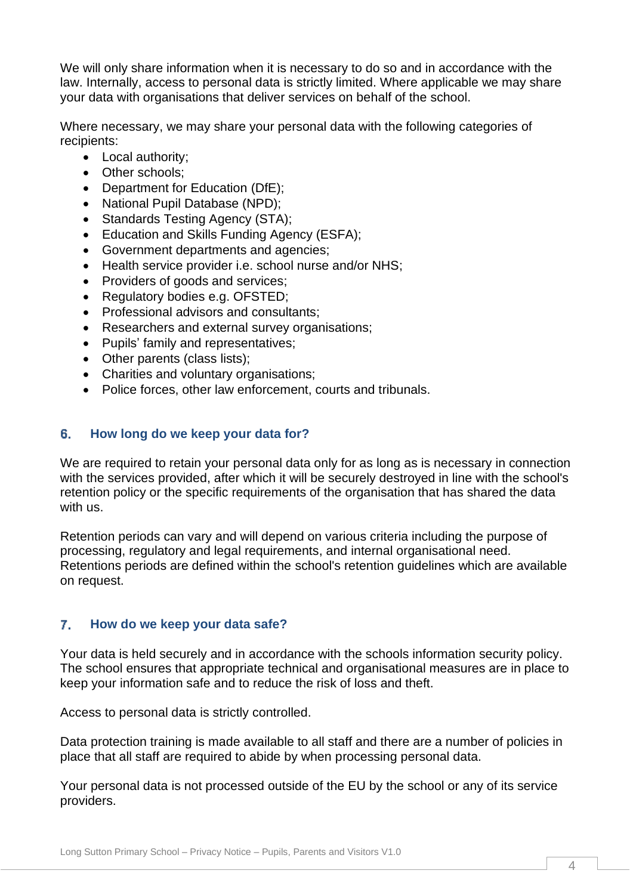We will only share information when it is necessary to do so and in accordance with the law. Internally, access to personal data is strictly limited. Where applicable we may share your data with organisations that deliver services on behalf of the school.

Where necessary, we may share your personal data with the following categories of recipients:

- Local authority;
- Other schools;
- Department for Education (DfE);
- National Pupil Database (NPD);
- Standards Testing Agency (STA);
- Education and Skills Funding Agency (ESFA);
- Government departments and agencies;
- Health service provider i.e. school nurse and/or NHS;
- Providers of goods and services;
- Regulatory bodies e.g. OFSTED;
- Professional advisors and consultants;
- Researchers and external survey organisations;
- Pupils' family and representatives;
- Other parents (class lists);
- Charities and voluntary organisations;
- Police forces, other law enforcement, courts and tribunals.

## 6. How long do we keep your data for?

We are required to retain your personal data only for as long as is necessary in connection with the services provided, after which it will be securely destroyed in line with the school's retention policy or the specific requirements of the organisation that has shared the data with us.

Retention periods can vary and will depend on various criteria including the purpose of processing, regulatory and legal requirements, and internal organisational need. Retentions periods are defined within the school's retention guidelines which are available on request.

## 7. How do we keep your data safe?

Your data is held securely and in accordance with the schools information security policy. The school ensures that appropriate technical and organisational measures are in place to keep your information safe and to reduce the risk of loss and theft.

Access to personal data is strictly controlled.

Data protection training is made available to all staff and there are a number of policies in place that all staff are required to abide by when processing personal data.

Your personal data is not processed outside of the EU by the school or any of its service providers.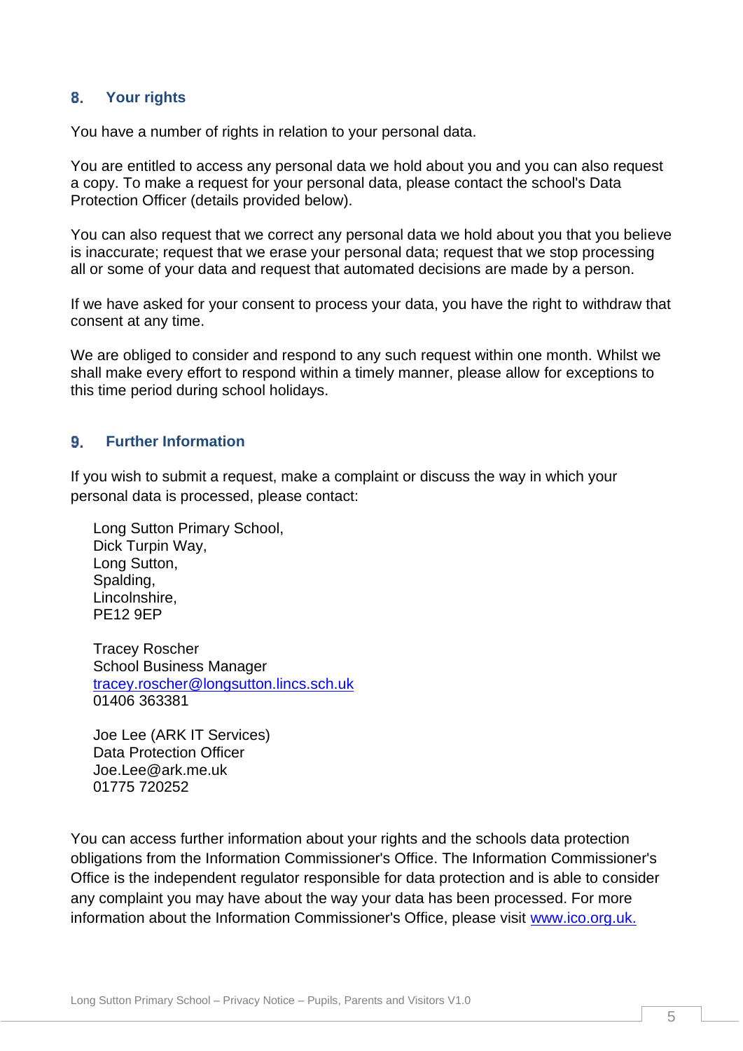## 8. Your rights

You have a number of rights in relation to your personal data.

You are entitled to access any personal data we hold about you and you can also request a copy. To make a request for your personal data, please contact the school's Data Protection Officer (details provided below).

You can also request that we correct any personal data we hold about you that you believe is inaccurate; request that we erase your personal data; request that we stop processing all or some of your data and request that automated decisions are made by a person.

If we have asked for your consent to process your data, you have the right to withdraw that consent at any time.

We are obliged to consider and respond to any such request within one month. Whilst we shall make every effort to respond within a timely manner, please allow for exceptions to this time period during school holidays.

## 9. Further Information

If you wish to submit a request, make a complaint or discuss the way in which your personal data is processed, please contact:

Long Sutton Primary School,
Dick Turpin Way,
Long Sutton,
Spalding,
Lincolnshire,
PE12 9EP

Tracey Roscher
School Business Manager
tracey.roscher@longsutton.lincs.sch.uk
01406 363381

Joe Lee (ARK IT Services)
Data Protection Officer
Joe.Lee@ark.me.uk
01775 720252

You can access further information about your rights and the schools data protection obligations from the Information Commissioner's Office. The Information Commissioner's Office is the independent regulator responsible for data protection and is able to consider any complaint you may have about the way your data has been processed. For more information about the Information Commissioner's Office, please visit www.ico.org.uk.